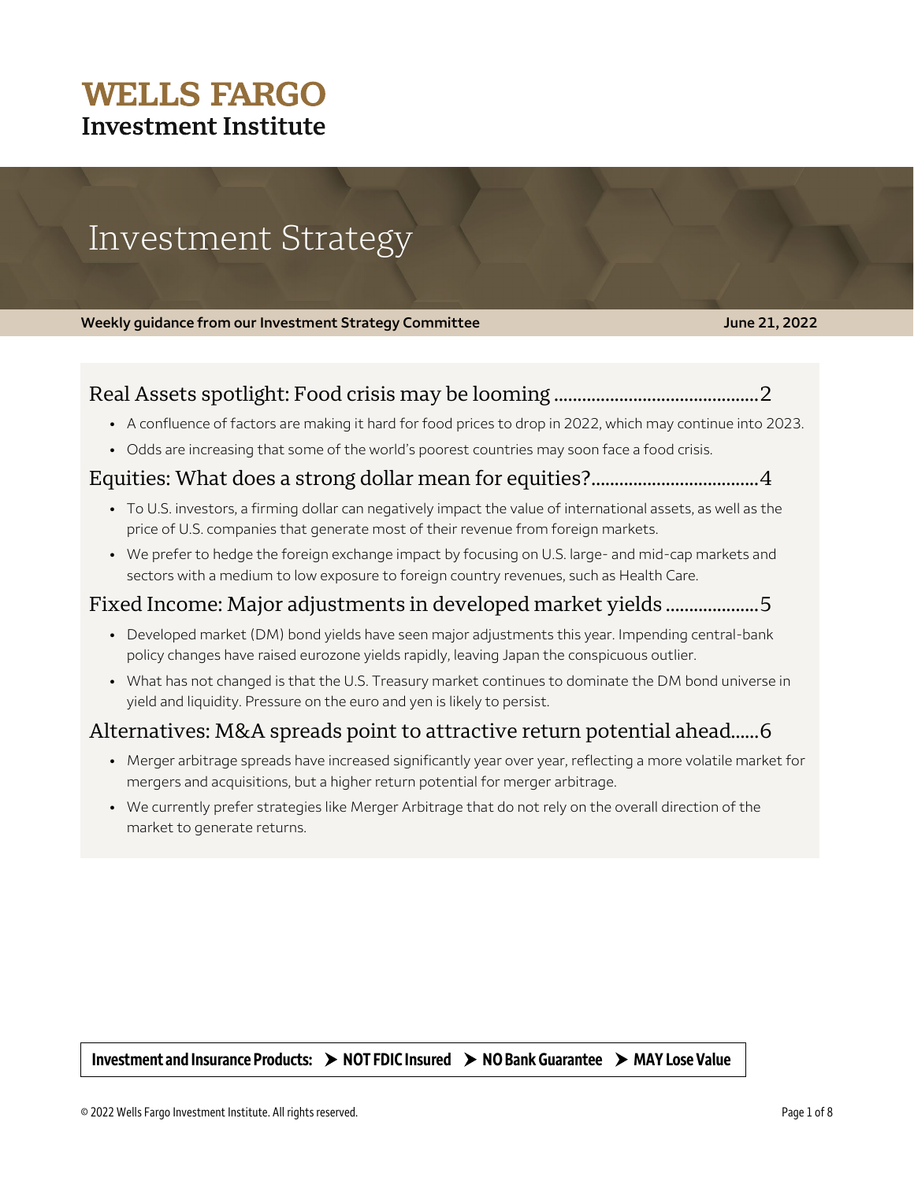**WELLS FARGO**
**Investment Institute**

# Investment Strategy

**Weekly guidance from our Investment Strategy Committee** **June 21, 2022**

## Real Assets spotlight: Food crisis may be looming ........................................... 2

- A confluence of factors are making it hard for food prices to drop in 2022, which may continue into 2023.
- Odds are increasing that some of the world's poorest countries may soon face a food crisis.

## Equities: What does a strong dollar mean for equities? ................................... 4

- To U.S. investors, a firming dollar can negatively impact the value of international assets, as well as the price of U.S. companies that generate most of their revenue from foreign markets.
- We prefer to hedge the foreign exchange impact by focusing on U.S. large- and mid-cap markets and sectors with a medium to low exposure to foreign country revenues, such as Health Care.

## Fixed Income: Major adjustments in developed market yields .................... 5

- Developed market (DM) bond yields have seen major adjustments this year. Impending central-bank policy changes have raised eurozone yields rapidly, leaving Japan the conspicuous outlier.
- What has not changed is that the U.S. Treasury market continues to dominate the DM bond universe in yield and liquidity. Pressure on the euro and yen is likely to persist.

## Alternatives: M&A spreads point to attractive return potential ahead ...... 6

- Merger arbitrage spreads have increased significantly year over year, reflecting a more volatile market for mergers and acquisitions, but a higher return potential for merger arbitrage.
- We currently prefer strategies like Merger Arbitrage that do not rely on the overall direction of the market to generate returns.

**Investment and Insurance Products: ➤ NOT FDIC Insured ➤ NO Bank Guarantee ➤ MAY Lose Value**

© 2022 Wells Fargo Investment Institute. All rights reserved.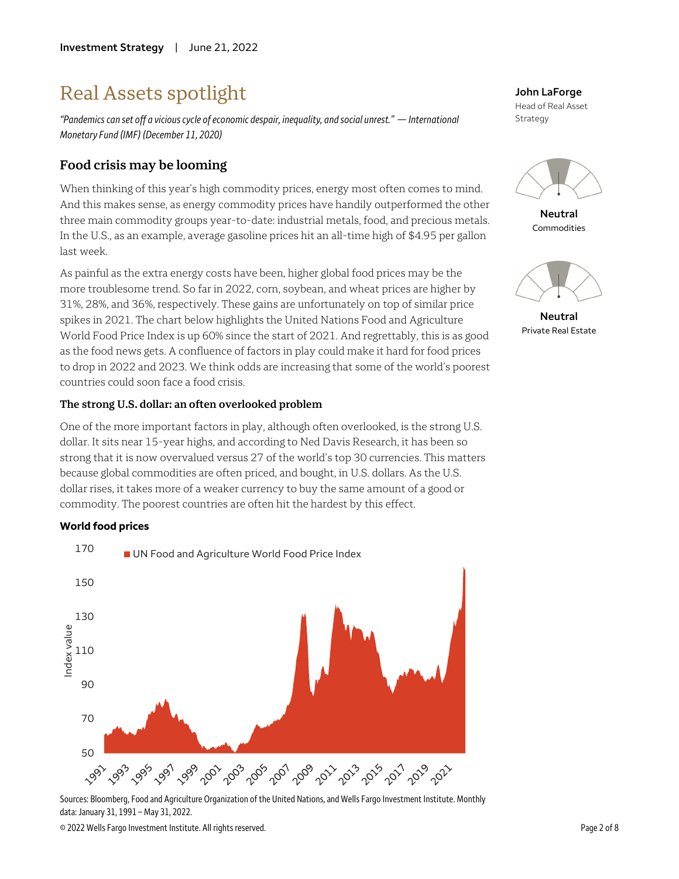# Real Assets spotlight

*"Pandemics can set off a vicious cycle of economic despair, inequality, and social unrest." — International Monetary Fund (IMF) (December 11, 2020)*

**John LaForge**
Head of Real Asset Strategy

**Neutral**
Commodities

**Neutral**
Private Real Estate

## Food crisis may be looming

When thinking of this year's high commodity prices, energy most often comes to mind. And this makes sense, as energy commodity prices have handily outperformed the other three main commodity groups year-to-date: industrial metals, food, and precious metals. In the U.S., as an example, average gasoline prices hit an all-time high of $4.95 per gallon last week.

As painful as the extra energy costs have been, higher global food prices may be the more troublesome trend. So far in 2022, corn, soybean, and wheat prices are higher by 31%, 28%, and 36%, respectively. These gains are unfortunately on top of similar price spikes in 2021. The chart below highlights the United Nations Food and Agriculture World Food Price Index is up 60% since the start of 2021. And regrettably, this is as good as the food news gets. A confluence of factors in play could make it hard for food prices to drop in 2022 and 2023. We think odds are increasing that some of the world's poorest countries could soon face a food crisis.

### The strong U.S. dollar: an often overlooked problem

One of the more important factors in play, although often overlooked, is the strong U.S. dollar. It sits near 15-year highs, and according to Ned Davis Research, it has been so strong that it is now overvalued versus 27 of the world's top 30 currencies. This matters because global commodities are often priced, and bought, in U.S. dollars. As the U.S. dollar rises, it takes more of a weaker currency to buy the same amount of a good or commodity. The poorest countries are often hit the hardest by this effect.

**World food prices**

Sources: Bloomberg, Food and Agriculture Organization of the United Nations, and Wells Fargo Investment Institute. Monthly data: January 31, 1991 – May 31, 2022.

© 2022 Wells Fargo Investment Institute. All rights reserved.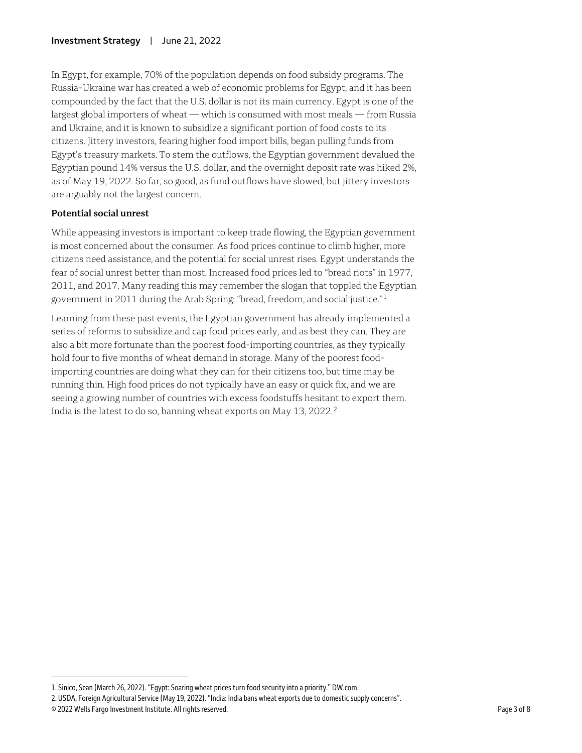In Egypt, for example, 70% of the population depends on food subsidy programs. The Russia-Ukraine war has created a web of economic problems for Egypt, and it has been compounded by the fact that the U.S. dollar is not its main currency. Egypt is one of the largest global importers of wheat — which is consumed with most meals — from Russia and Ukraine, and it is known to subsidize a significant portion of food costs to its citizens. Jittery investors, fearing higher food import bills, began pulling funds from Egypt's treasury markets. To stem the outflows, the Egyptian government devalued the Egyptian pound 14% versus the U.S. dollar, and the overnight deposit rate was hiked 2%, as of May 19, 2022. So far, so good, as fund outflows have slowed, but jittery investors are arguably not the largest concern.

**Potential social unrest**

While appeasing investors is important to keep trade flowing, the Egyptian government is most concerned about the consumer. As food prices continue to climb higher, more citizens need assistance, and the potential for social unrest rises. Egypt understands the fear of social unrest better than most. Increased food prices led to "bread riots" in 1977, 2011, and 2017. Many reading this may remember the slogan that toppled the Egyptian government in 2011 during the Arab Spring: "bread, freedom, and social justice."[1]

Learning from these past events, the Egyptian government has already implemented a series of reforms to subsidize and cap food prices early, and as best they can. They are also a bit more fortunate than the poorest food-importing countries, as they typically hold four to five months of wheat demand in storage. Many of the poorest food-importing countries are doing what they can for their citizens too, but time may be running thin. High food prices do not typically have an easy or quick fix, and we are seeing a growing number of countries with excess foodstuffs hesitant to export them. India is the latest to do so, banning wheat exports on May 13, 2022.[2]

---

1. Sinico, Sean (March 26, 2022). "Egypt: Soaring wheat prices turn food security into a priority." DW.com.
2. USDA, Foreign Agricultural Service (May 19, 2022). "India: India bans wheat exports due to domestic supply concerns".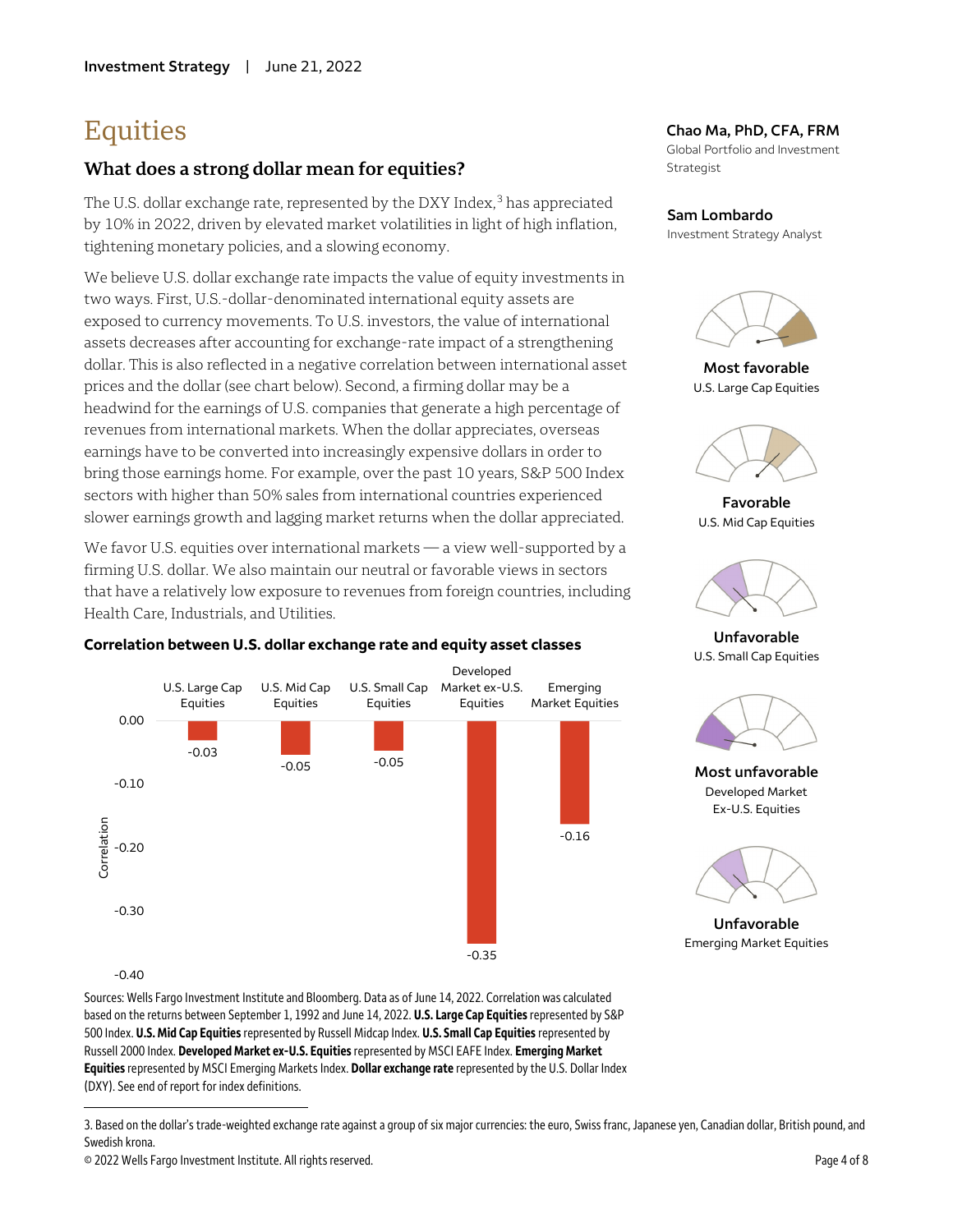Investment Strategy | June 21, 2022

# Equities

## What does a strong dollar mean for equities?

The U.S. dollar exchange rate, represented by the DXY Index,[3] has appreciated by 10% in 2022, driven by elevated market volatilities in light of high inflation, tightening monetary policies, and a slowing economy.

We believe U.S. dollar exchange rate impacts the value of equity investments in two ways. First, U.S.-dollar-denominated international equity assets are exposed to currency movements. To U.S. investors, the value of international assets decreases after accounting for exchange-rate impact of a strengthening dollar. This is also reflected in a negative correlation between international asset prices and the dollar (see chart below). Second, a firming dollar may be a headwind for the earnings of U.S. companies that generate a high percentage of revenues from international markets. When the dollar appreciates, overseas earnings have to be converted into increasingly expensive dollars in order to bring those earnings home. For example, over the past 10 years, S&P 500 Index sectors with higher than 50% sales from international countries experienced slower earnings growth and lagging market returns when the dollar appreciated.

We favor U.S. equities over international markets — a view well-supported by a firming U.S. dollar. We also maintain our neutral or favorable views in sectors that have a relatively low exposure to revenues from foreign countries, including Health Care, Industrials, and Utilities.

**Correlation between U.S. dollar exchange rate and equity asset classes**

| Asset class | Correlation |
|---|---|
| U.S. Large Cap Equities | -0.03 |
| U.S. Mid Cap Equities | -0.05 |
| U.S. Small Cap Equities | -0.05 |
| Developed Market ex-U.S. Equities | -0.35 |
| Emerging Market Equities | -0.16 |

Sources: Wells Fargo Investment Institute and Bloomberg. Data as of June 14, 2022. Correlation was calculated based on the returns between September 1, 1992 and June 14, 2022. **U.S. Large Cap Equities** represented by S&P 500 Index. **U.S. Mid Cap Equities** represented by Russell Midcap Index. **U.S. Small Cap Equities** represented by Russell 2000 Index. **Developed Market ex-U.S. Equities** represented by MSCI EAFE Index. **Emerging Market Equities** represented by MSCI Emerging Markets Index. **Dollar exchange rate** represented by the U.S. Dollar Index (DXY). See end of report for index definitions.

**Chao Ma, PhD, CFA, FRM**
Global Portfolio and Investment Strategist

**Sam Lombardo**
Investment Strategy Analyst

**Most favorable**
U.S. Large Cap Equities

**Favorable**
U.S. Mid Cap Equities

**Unfavorable**
U.S. Small Cap Equities

**Most unfavorable**
Developed Market Ex-U.S. Equities

**Unfavorable**
Emerging Market Equities

3. Based on the dollar's trade-weighted exchange rate against a group of six major currencies: the euro, Swiss franc, Japanese yen, Canadian dollar, British pound, and Swedish krona.

© 2022 Wells Fargo Investment Institute. All rights reserved.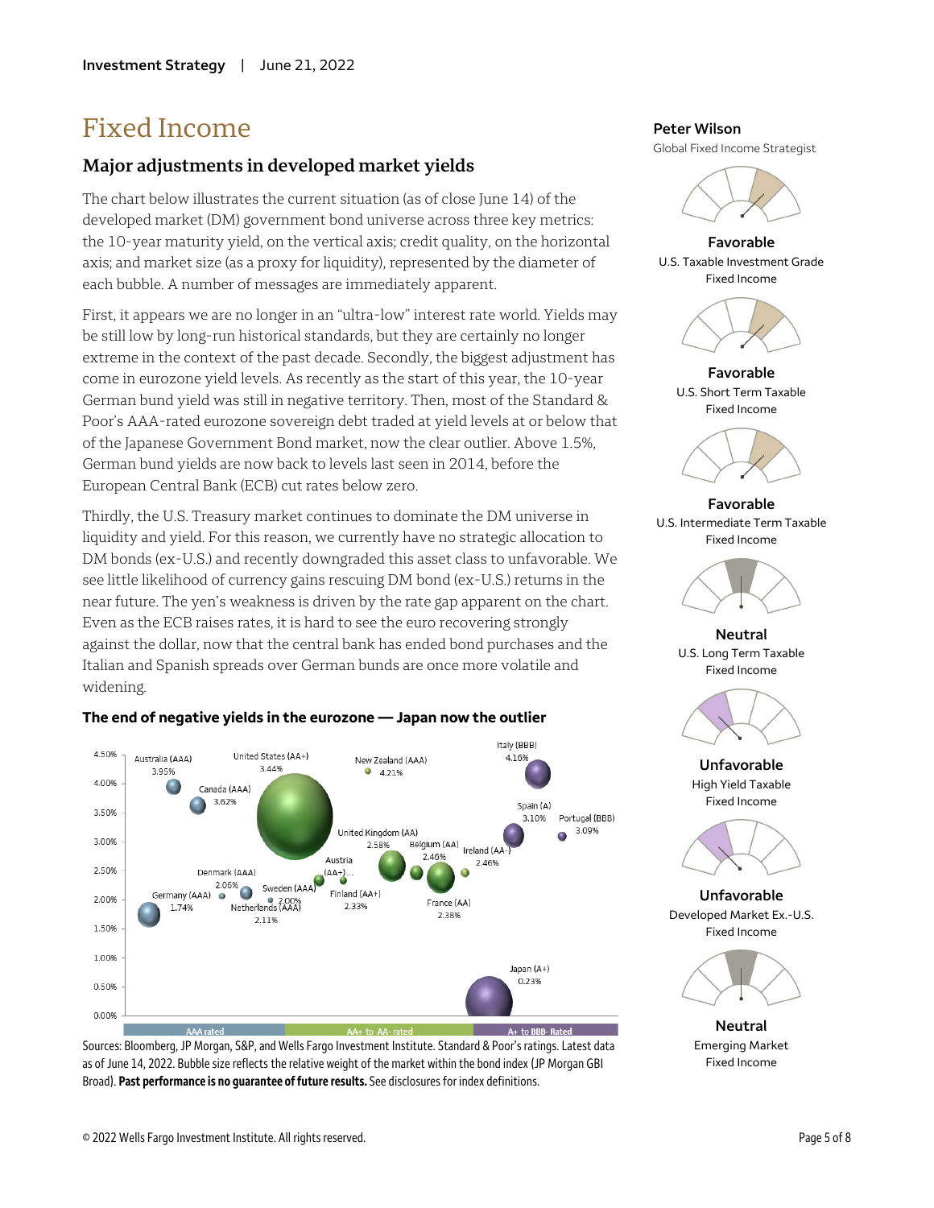# Fixed Income

## Major adjustments in developed market yields

The chart below illustrates the current situation (as of close June 14) of the developed market (DM) government bond universe across three key metrics: the 10-year maturity yield, on the vertical axis; credit quality, on the horizontal axis; and market size (as a proxy for liquidity), represented by the diameter of each bubble. A number of messages are immediately apparent.

First, it appears we are no longer in an "ultra-low" interest rate world. Yields may be still low by long-run historical standards, but they are certainly no longer extreme in the context of the past decade. Secondly, the biggest adjustment has come in eurozone yield levels. As recently as the start of this year, the 10-year German bund yield was still in negative territory. Then, most of the Standard & Poor's AAA-rated eurozone sovereign debt traded at yield levels at or below that of the Japanese Government Bond market, now the clear outlier. Above 1.5%, German bund yields are now back to levels last seen in 2014, before the European Central Bank (ECB) cut rates below zero.

Thirdly, the U.S. Treasury market continues to dominate the DM universe in liquidity and yield. For this reason, we currently have no strategic allocation to DM bonds (ex-U.S.) and recently downgraded this asset class to unfavorable. We see little likelihood of currency gains rescuing DM bond (ex-U.S.) returns in the near future. The yen's weakness is driven by the rate gap apparent on the chart. Even as the ECB raises rates, it is hard to see the euro recovering strongly against the dollar, now that the central bank has ended bond purchases and the Italian and Spanish spreads over German bunds are once more volatile and widening.

**The end of negative yields in the eurozone — Japan now the outlier**

| Country (S&P rating) | 10-year yield | Rating group |
|---|---|---|
| Australia (AAA) | 3.95% | AAA rated |
| Canada (AAA) | 3.62% | AAA rated |
| Denmark (AAA) | 2.06% | AAA rated |
| Germany (AAA) | 1.74% | AAA rated |
| Netherlands (AAA) | 2.11% | AAA rated |
| Sweden (AAA) | 2.00% | AAA rated |
| New Zealand (AAA) | 4.21% | AAA rated |
| United States (AA+) | 3.44% | AA+ to AA- rated |
| Austria (AA+) | ... | AA+ to AA- rated |
| Finland (AA+) | 2.33% | AA+ to AA- rated |
| United Kingdom (AA) | 2.58% | AA+ to AA- rated |
| Belgium (AA) | 2.46% | AA+ to AA- rated |
| France (AA) | 2.38% | AA+ to AA- rated |
| Ireland (AA-) | 2.46% | AA+ to AA- rated |
| Japan (A+) | 0.23% | A+ to BBB- Rated |
| Spain (A) | 3.10% | A+ to BBB- Rated |
| Italy (BBB) | 4.16% | A+ to BBB- Rated |
| Portugal (BBB) | 3.09% | A+ to BBB- Rated |

Sources: Bloomberg, JP Morgan, S&P, and Wells Fargo Investment Institute. Standard & Poor's ratings. Latest data as of June 14, 2022. Bubble size reflects the relative weight of the market within the bond index (JP Morgan GBI Broad). **Past performance is no guarantee of future results.** See disclosures for index definitions.

**Peter Wilson**
Global Fixed Income Strategist

**Favorable**
U.S. Taxable Investment Grade Fixed Income

**Favorable**
U.S. Short Term Taxable Fixed Income

**Favorable**
U.S. Intermediate Term Taxable Fixed Income

**Neutral**
U.S. Long Term Taxable Fixed Income

**Unfavorable**
High Yield Taxable Fixed Income

**Unfavorable**
Developed Market Ex.-U.S. Fixed Income

**Neutral**
Emerging Market Fixed Income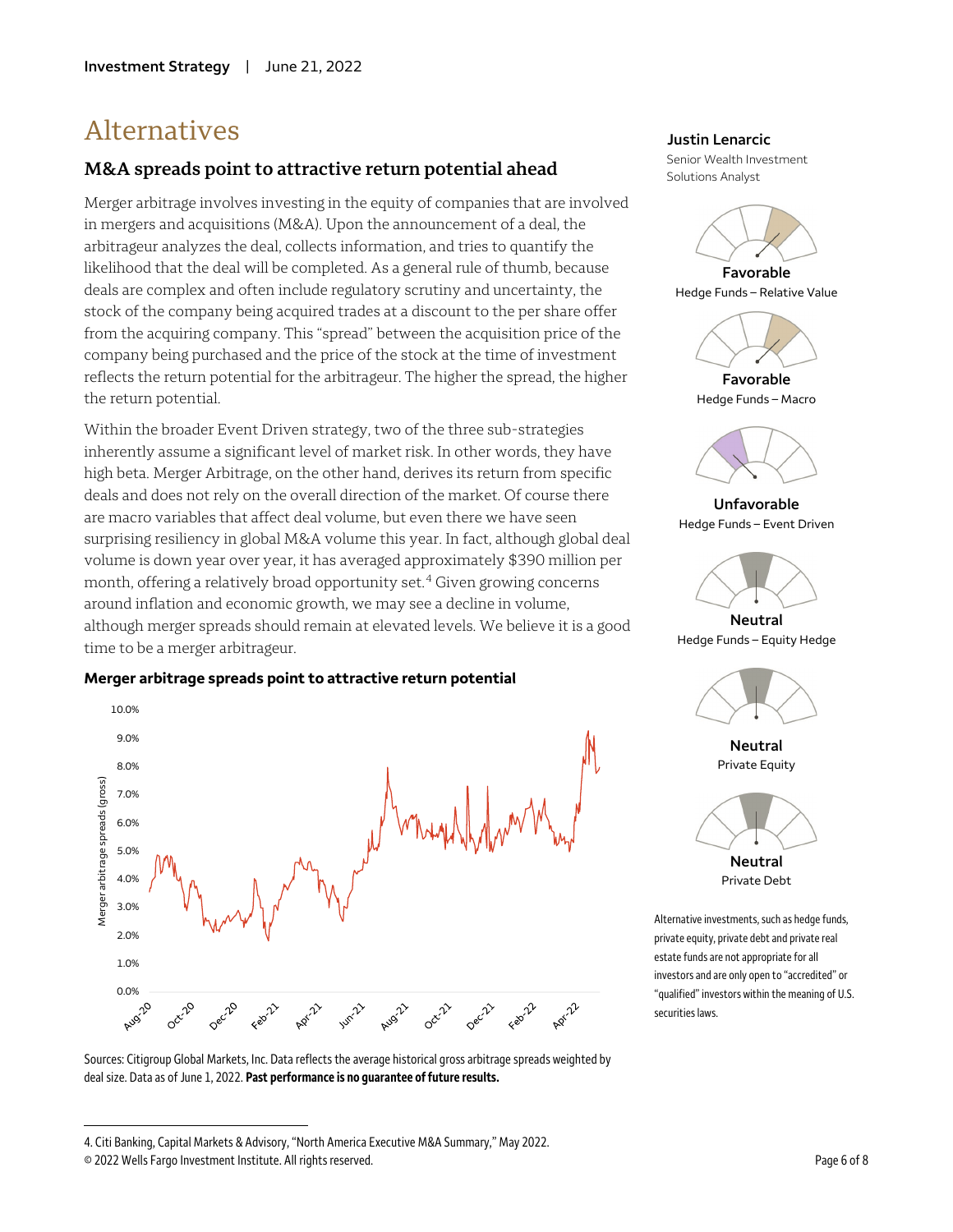# Alternatives

## M&A spreads point to attractive return potential ahead

Merger arbitrage involves investing in the equity of companies that are involved in mergers and acquisitions (M&A). Upon the announcement of a deal, the arbitrageur analyzes the deal, collects information, and tries to quantify the likelihood that the deal will be completed. As a general rule of thumb, because deals are complex and often include regulatory scrutiny and uncertainty, the stock of the company being acquired trades at a discount to the per share offer from the acquiring company. This "spread" between the acquisition price of the company being purchased and the price of the stock at the time of investment reflects the return potential for the arbitrageur. The higher the spread, the higher the return potential.

Within the broader Event Driven strategy, two of the three sub-strategies inherently assume a significant level of market risk. In other words, they have high beta. Merger Arbitrage, on the other hand, derives its return from specific deals and does not rely on the overall direction of the market. Of course there are macro variables that affect deal volume, but even there we have seen surprising resiliency in global M&A volume this year. In fact, although global deal volume is down year over year, it has averaged approximately $390 million per month, offering a relatively broad opportunity set.[4] Given growing concerns around inflation and economic growth, we may see a decline in volume, although merger spreads should remain at elevated levels. We believe it is a good time to be a merger arbitrageur.

**Merger arbitrage spreads point to attractive return potential**

Sources: Citigroup Global Markets, Inc. Data reflects the average historical gross arbitrage spreads weighted by deal size. Data as of June 1, 2022. **Past performance is no guarantee of future results.**

**Justin Lenarcic**
Senior Wealth Investment Solutions Analyst

**Favorable**
Hedge Funds – Relative Value

**Favorable**
Hedge Funds – Macro

**Unfavorable**
Hedge Funds – Event Driven

**Neutral**
Hedge Funds – Equity Hedge

**Neutral**
Private Equity

**Neutral**
Private Debt

Alternative investments, such as hedge funds, private equity, private debt and private real estate funds are not appropriate for all investors and are only open to "accredited" or "qualified" investors within the meaning of U.S. securities laws.

4. Citi Banking, Capital Markets & Advisory, "North America Executive M&A Summary," May 2022.

© 2022 Wells Fargo Investment Institute. All rights reserved.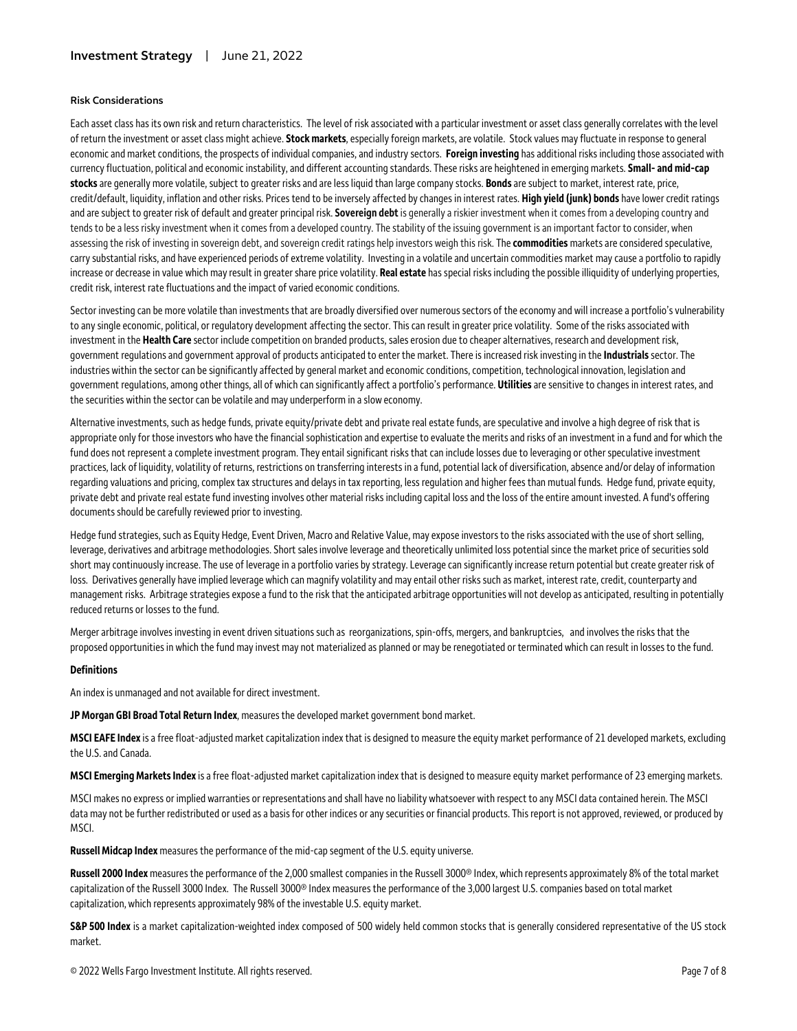**Risk Considerations**

Each asset class has its own risk and return characteristics. The level of risk associated with a particular investment or asset class generally correlates with the level of return the investment or asset class might achieve. **Stock markets**, especially foreign markets, are volatile. Stock values may fluctuate in response to general economic and market conditions, the prospects of individual companies, and industry sectors. **Foreign investing** has additional risks including those associated with currency fluctuation, political and economic instability, and different accounting standards. These risks are heightened in emerging markets. **Small- and mid-cap stocks** are generally more volatile, subject to greater risks and are less liquid than large company stocks. **Bonds** are subject to market, interest rate, price, credit/default, liquidity, inflation and other risks. Prices tend to be inversely affected by changes in interest rates. **High yield (junk) bonds** have lower credit ratings and are subject to greater risk of default and greater principal risk. **Sovereign debt** is generally a riskier investment when it comes from a developing country and tends to be a less risky investment when it comes from a developed country. The stability of the issuing government is an important factor to consider, when assessing the risk of investing in sovereign debt, and sovereign credit ratings help investors weigh this risk. The **commodities** markets are considered speculative, carry substantial risks, and have experienced periods of extreme volatility. Investing in a volatile and uncertain commodities market may cause a portfolio to rapidly increase or decrease in value which may result in greater share price volatility. **Real estate** has special risks including the possible illiquidity of underlying properties, credit risk, interest rate fluctuations and the impact of varied economic conditions.

Sector investing can be more volatile than investments that are broadly diversified over numerous sectors of the economy and will increase a portfolio's vulnerability to any single economic, political, or regulatory development affecting the sector. This can result in greater price volatility. Some of the risks associated with investment in the **Health Care** sector include competition on branded products, sales erosion due to cheaper alternatives, research and development risk, government regulations and government approval of products anticipated to enter the market. There is increased risk investing in the **Industrials** sector. The industries within the sector can be significantly affected by general market and economic conditions, competition, technological innovation, legislation and government regulations, among other things, all of which can significantly affect a portfolio's performance. **Utilities** are sensitive to changes in interest rates, and the securities within the sector can be volatile and may underperform in a slow economy.

Alternative investments, such as hedge funds, private equity/private debt and private real estate funds, are speculative and involve a high degree of risk that is appropriate only for those investors who have the financial sophistication and expertise to evaluate the merits and risks of an investment in a fund and for which the fund does not represent a complete investment program. They entail significant risks that can include losses due to leveraging or other speculative investment practices, lack of liquidity, volatility of returns, restrictions on transferring interests in a fund, potential lack of diversification, absence and/or delay of information regarding valuations and pricing, complex tax structures and delays in tax reporting, less regulation and higher fees than mutual funds. Hedge fund, private equity, private debt and private real estate fund investing involves other material risks including capital loss and the loss of the entire amount invested. A fund's offering documents should be carefully reviewed prior to investing.

Hedge fund strategies, such as Equity Hedge, Event Driven, Macro and Relative Value, may expose investors to the risks associated with the use of short selling, leverage, derivatives and arbitrage methodologies. Short sales involve leverage and theoretically unlimited loss potential since the market price of securities sold short may continuously increase. The use of leverage in a portfolio varies by strategy. Leverage can significantly increase return potential but create greater risk of loss. Derivatives generally have implied leverage which can magnify volatility and may entail other risks such as market, interest rate, credit, counterparty and management risks. Arbitrage strategies expose a fund to the risk that the anticipated arbitrage opportunities will not develop as anticipated, resulting in potentially reduced returns or losses to the fund.

Merger arbitrage involves investing in event driven situations such as reorganizations, spin-offs, mergers, and bankruptcies, and involves the risks that the proposed opportunities in which the fund may invest may not materialized as planned or may be renegotiated or terminated which can result in losses to the fund.

**Definitions**

An index is unmanaged and not available for direct investment.

**JP Morgan GBI Broad Total Return Index**, measures the developed market government bond market.

**MSCI EAFE Index** is a free float-adjusted market capitalization index that is designed to measure the equity market performance of 21 developed markets, excluding the U.S. and Canada.

**MSCI Emerging Markets Index** is a free float-adjusted market capitalization index that is designed to measure equity market performance of 23 emerging markets.

MSCI makes no express or implied warranties or representations and shall have no liability whatsoever with respect to any MSCI data contained herein. The MSCI data may not be further redistributed or used as a basis for other indices or any securities or financial products. This report is not approved, reviewed, or produced by MSCI.

**Russell Midcap Index** measures the performance of the mid-cap segment of the U.S. equity universe.

**Russell 2000 Index** measures the performance of the 2,000 smallest companies in the Russell 3000® Index, which represents approximately 8% of the total market capitalization of the Russell 3000 Index. The Russell 3000® Index measures the performance of the 3,000 largest U.S. companies based on total market capitalization, which represents approximately 98% of the investable U.S. equity market.

**S&P 500 Index** is a market capitalization-weighted index composed of 500 widely held common stocks that is generally considered representative of the US stock market.

© 2022 Wells Fargo Investment Institute. All rights reserved.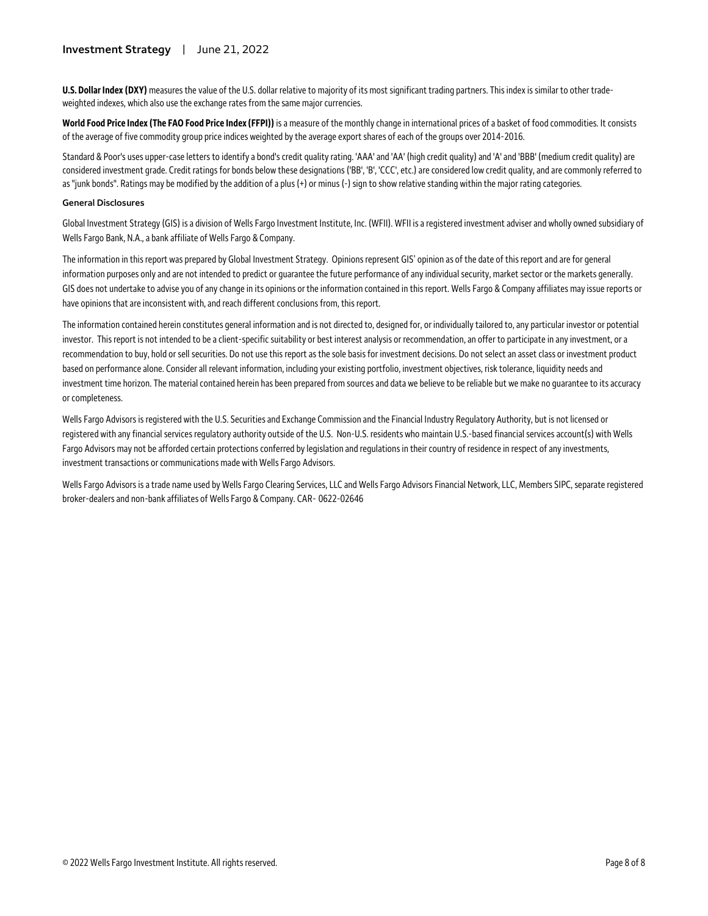**U.S. Dollar Index (DXY)** measures the value of the U.S. dollar relative to majority of its most significant trading partners. This index is similar to other trade-weighted indexes, which also use the exchange rates from the same major currencies.

**World Food Price Index (The FAO Food Price Index (FFPI))** is a measure of the monthly change in international prices of a basket of food commodities. It consists of the average of five commodity group price indices weighted by the average export shares of each of the groups over 2014-2016.

Standard & Poor's uses upper-case letters to identify a bond's credit quality rating. 'AAA' and 'AA' (high credit quality) and 'A' and 'BBB' (medium credit quality) are considered investment grade. Credit ratings for bonds below these designations ('BB', 'B', 'CCC', etc.) are considered low credit quality, and are commonly referred to as "junk bonds". Ratings may be modified by the addition of a plus (+) or minus (-) sign to show relative standing within the major rating categories.

**General Disclosures**

Global Investment Strategy (GIS) is a division of Wells Fargo Investment Institute, Inc. (WFII). WFII is a registered investment adviser and wholly owned subsidiary of Wells Fargo Bank, N.A., a bank affiliate of Wells Fargo & Company.

The information in this report was prepared by Global Investment Strategy. Opinions represent GIS' opinion as of the date of this report and are for general information purposes only and are not intended to predict or guarantee the future performance of any individual security, market sector or the markets generally. GIS does not undertake to advise you of any change in its opinions or the information contained in this report. Wells Fargo & Company affiliates may issue reports or have opinions that are inconsistent with, and reach different conclusions from, this report.

The information contained herein constitutes general information and is not directed to, designed for, or individually tailored to, any particular investor or potential investor. This report is not intended to be a client-specific suitability or best interest analysis or recommendation, an offer to participate in any investment, or a recommendation to buy, hold or sell securities. Do not use this report as the sole basis for investment decisions. Do not select an asset class or investment product based on performance alone. Consider all relevant information, including your existing portfolio, investment objectives, risk tolerance, liquidity needs and investment time horizon. The material contained herein has been prepared from sources and data we believe to be reliable but we make no guarantee to its accuracy or completeness.

Wells Fargo Advisors is registered with the U.S. Securities and Exchange Commission and the Financial Industry Regulatory Authority, but is not licensed or registered with any financial services regulatory authority outside of the U.S. Non-U.S. residents who maintain U.S.-based financial services account(s) with Wells Fargo Advisors may not be afforded certain protections conferred by legislation and regulations in their country of residence in respect of any investments, investment transactions or communications made with Wells Fargo Advisors.

Wells Fargo Advisors is a trade name used by Wells Fargo Clearing Services, LLC and Wells Fargo Advisors Financial Network, LLC, Members SIPC, separate registered broker-dealers and non-bank affiliates of Wells Fargo & Company. CAR- 0622-02646

© 2022 Wells Fargo Investment Institute. All rights reserved.